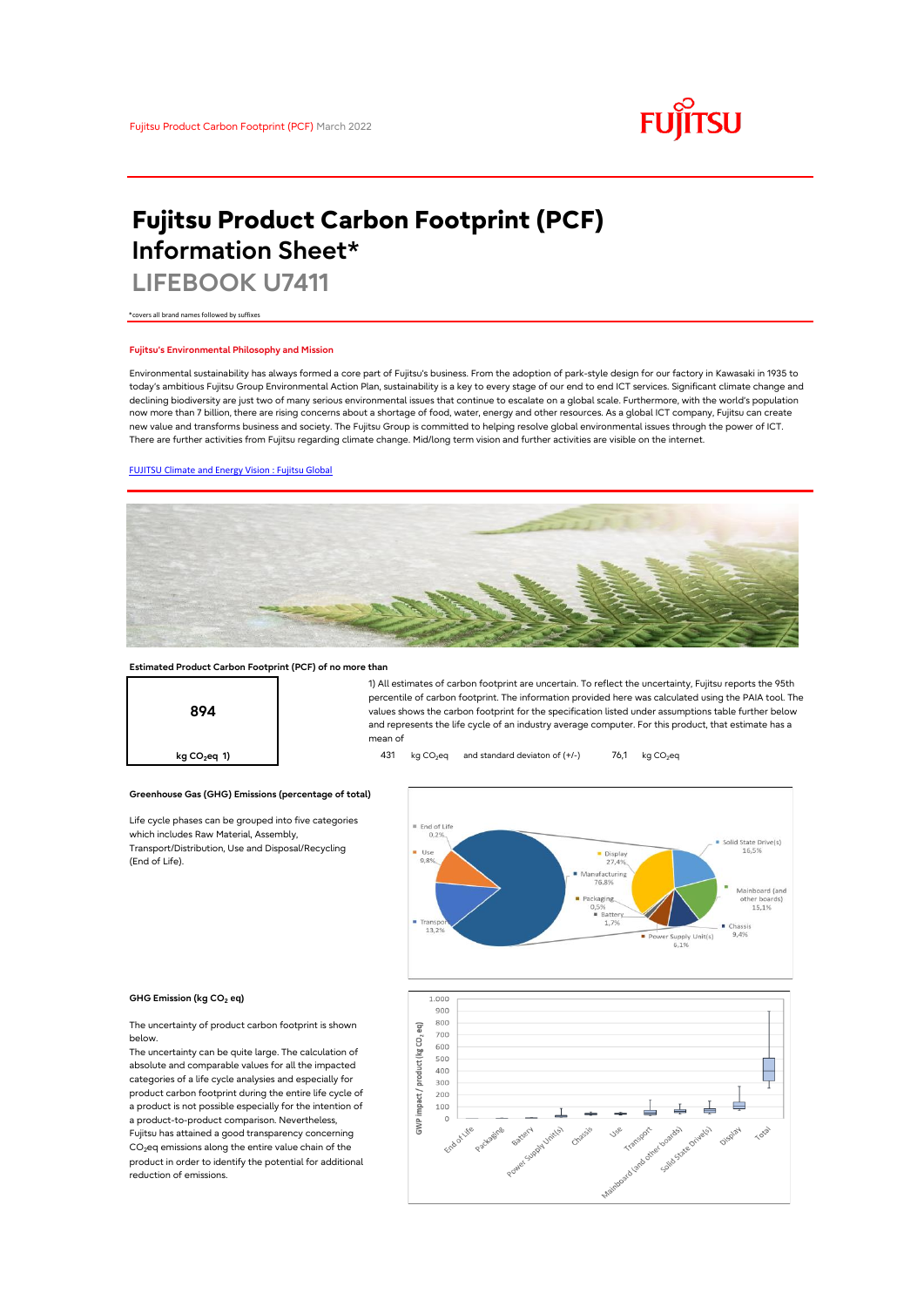Fujitsu Product Carbon Footprint (PCF) March 2022

# Fujitsu Product Carbon Footprint (PCF) Information Sheet*

## LIFEBOOK U7411

*covers all brand names followed by suffixes

### Fujitsu's Environmental Philosophy and Mission

Environmental sustainability has always formed a core part of Fujitsu's business. From the adoption of park-style design for our factory in Kawasaki in 1935 to today's ambitious Fujitsu Group Environmental Action Plan, sustainability is a key to every stage of our end to end ICT services. Significant climate change and declining biodiversity are just two of many serious environmental issues that continue to escalate on a global scale. Furthermore, with the world's population now more than 7 billion, there are rising concerns about a shortage of food, water, energy and other resources. As a global ICT company, Fujitsu can create new value and transforms business and society. The Fujitsu Group is committed to helping resolve global environmental issues through the power of ICT. There are further activities from Fujitsu regarding climate change. Mid/long term vision and further activities are visible on the internet.

[FUJITSU Climate and Energy Vision : Fujitsu Global]

### Estimated Product Carbon Footprint (PCF) of no more than

**894**

kg $CO_2$eq 1)

1) All estimates of carbon footprint are uncertain. To reflect the uncertainty, Fujitsu reports the 95th percentile of carbon footprint. The information provided here was calculated using the PAIA tool. The values shows the carbon footprint for the specification listed under assumptions table further below and represents the life cycle of an industry average computer. For this product, that estimate has a mean of

431 kg $CO_2$eq and standard deviaton of (+/-) 76,1 kg $CO_2$eq

### Greenhouse Gas (GHG) Emissions (percentage of total)

Life cycle phases can be grouped into five categories which includes Raw Material, Assembly, Transport/Distribution, Use and Disposal/Recycling (End of Life).

End of Life 0,2%; Use 9,8%; Transport 13,2%; Manufacturing 76,8%; Display 27,4%; Solid State Drive(s) 16,5%; Mainboard (and other boards) 15,1%; Chassis 9,4%; Power Supply Unit(s) 6,1%; Battery 1,7%; Packaging 0,5%

### GHG Emission (kg $CO_2$ eq)

The uncertainty of product carbon footprint is shown below.

The uncertainty can be quite large. The calculation of absolute and comparable values for all the impacted categories of a life cycle analysies and especially for product carbon footprint during the entire life cycle of a product is not possible especially for the intention of a product-to-product comparison. Nevertheless, Fujitsu has attained a good transparency concerning $CO_2$eq emissions along the entire value chain of the product in order to identify the potential for additional reduction of emissions.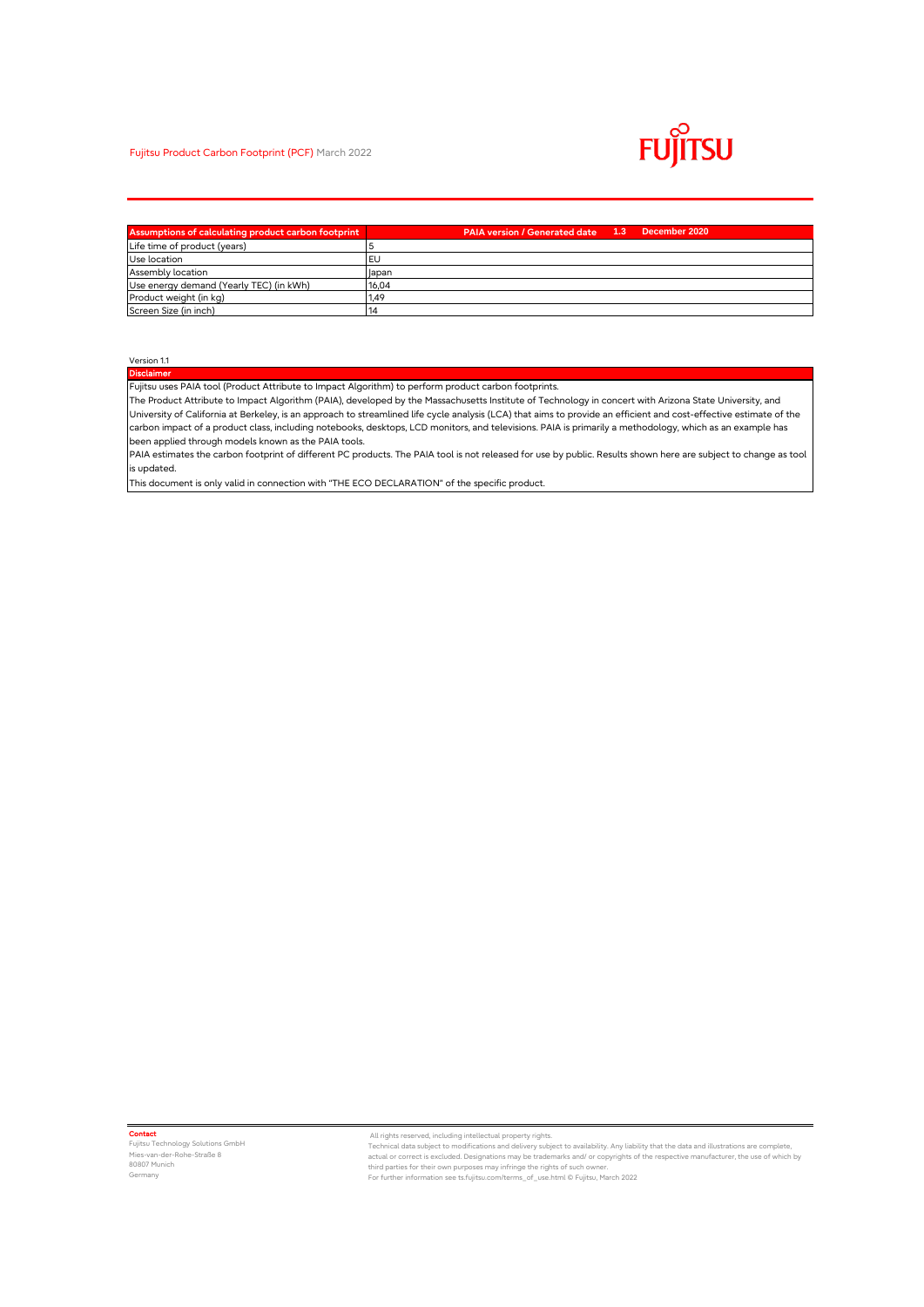Fujitsu Product Carbon Footprint (PCF) March 2022

| Assumptions of calculating product carbon footprint | PAIA version / Generated date 1.3 December 2020 |
|---|---|
| Life time of product (years) | 5 |
| Use location | EU |
| Assembly location | Japan |
| Use energy demand (Yearly TEC) (in kWh) | 16,04 |
| Product weight (in kg) | 1,49 |
| Screen Size (in inch) | 14 |

Version 1.1

**Disclaimer**

Fujitsu uses PAIA tool (Product Attribute to Impact Algorithm) to perform product carbon footprints.

The Product Attribute to Impact Algorithm (PAIA), developed by the Massachusetts Institute of Technology in concert with Arizona State University, and University of California at Berkeley, is an approach to streamlined life cycle analysis (LCA) that aims to provide an efficient and cost-effective estimate of the carbon impact of a product class, including notebooks, desktops, LCD monitors, and televisions. PAIA is primarily a methodology, which as an example has been applied through models known as the PAIA tools.

PAIA estimates the carbon footprint of different PC products. The PAIA tool is not released for use by public. Results shown here are subject to change as tool is updated.

This document is only valid in connection with "THE ECO DECLARATION" of the specific product.

**Contact**
Fujitsu Technology Solutions GmbH
Mies-van-der-Rohe-Straße 8
80807 Munich
Germany

All rights reserved, including intellectual property rights.
Technical data subject to modifications and delivery subject to availability. Any liability that the data and illustrations are complete, actual or correct is excluded. Designations may be trademarks and/ or copyrights of the respective manufacturer, the use of which by third parties for their own purposes may infringe the rights of such owner.
For further information see ts.fujitsu.com/terms_of_use.html © Fujitsu, March 2022